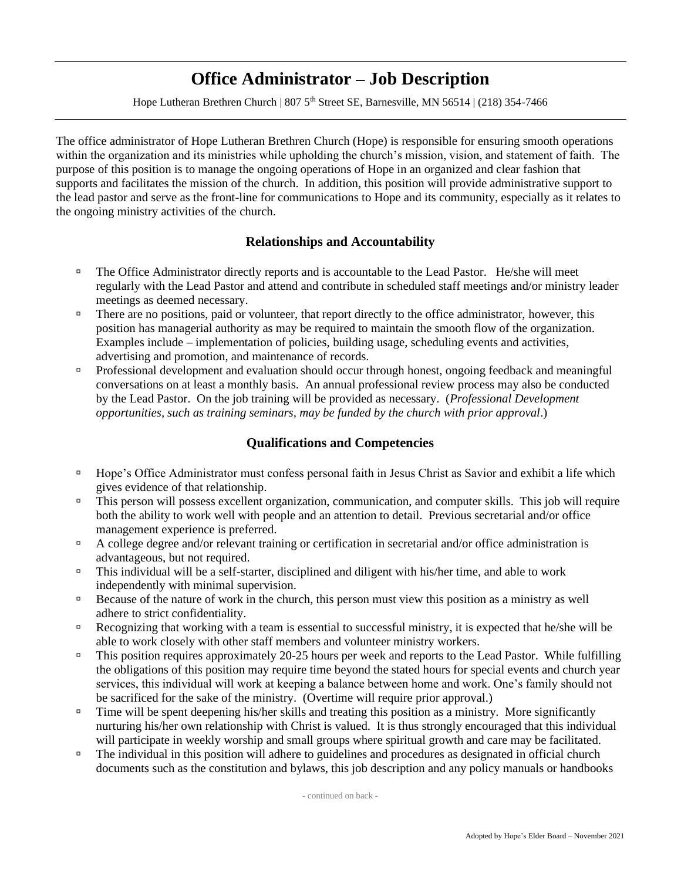# Office Administrator – Job Description

Hope Lutheran Brethren Church | 807 5th Street SE, Barnesville, MN 56514 | (218) 354-7466

The office administrator of Hope Lutheran Brethren Church (Hope) is responsible for ensuring smooth operations within the organization and its ministries while upholding the church's mission, vision, and statement of faith. The purpose of this position is to manage the ongoing operations of Hope in an organized and clear fashion that supports and facilitates the mission of the church. In addition, this position will provide administrative support to the lead pastor and serve as the front-line for communications to Hope and its community, especially as it relates to the ongoing ministry activities of the church.

## Relationships and Accountability

- The Office Administrator directly reports and is accountable to the Lead Pastor. He/she will meet regularly with the Lead Pastor and attend and contribute in scheduled staff meetings and/or ministry leader meetings as deemed necessary.
- There are no positions, paid or volunteer, that report directly to the office administrator, however, this position has managerial authority as may be required to maintain the smooth flow of the organization. Examples include – implementation of policies, building usage, scheduling events and activities, advertising and promotion, and maintenance of records.
- Professional development and evaluation should occur through honest, ongoing feedback and meaningful conversations on at least a monthly basis. An annual professional review process may also be conducted by the Lead Pastor. On the job training will be provided as necessary. (*Professional Development opportunities, such as training seminars, may be funded by the church with prior approval*.)

## Qualifications and Competencies

- Hope's Office Administrator must confess personal faith in Jesus Christ as Savior and exhibit a life which gives evidence of that relationship.
- This person will possess excellent organization, communication, and computer skills. This job will require both the ability to work well with people and an attention to detail. Previous secretarial and/or office management experience is preferred.
- A college degree and/or relevant training or certification in secretarial and/or office administration is advantageous, but not required.
- This individual will be a self-starter, disciplined and diligent with his/her time, and able to work independently with minimal supervision.
- Because of the nature of work in the church, this person must view this position as a ministry as well adhere to strict confidentiality.
- Recognizing that working with a team is essential to successful ministry, it is expected that he/she will be able to work closely with other staff members and volunteer ministry workers.
- This position requires approximately 20-25 hours per week and reports to the Lead Pastor. While fulfilling the obligations of this position may require time beyond the stated hours for special events and church year services, this individual will work at keeping a balance between home and work. One's family should not be sacrificed for the sake of the ministry. (Overtime will require prior approval.)
- Time will be spent deepening his/her skills and treating this position as a ministry. More significantly nurturing his/her own relationship with Christ is valued. It is thus strongly encouraged that this individual will participate in weekly worship and small groups where spiritual growth and care may be facilitated.
- The individual in this position will adhere to guidelines and procedures as designated in official church documents such as the constitution and bylaws, this job description and any policy manuals or handbooks

- continued on back -

Adopted by Hope's Elder Board – November 2021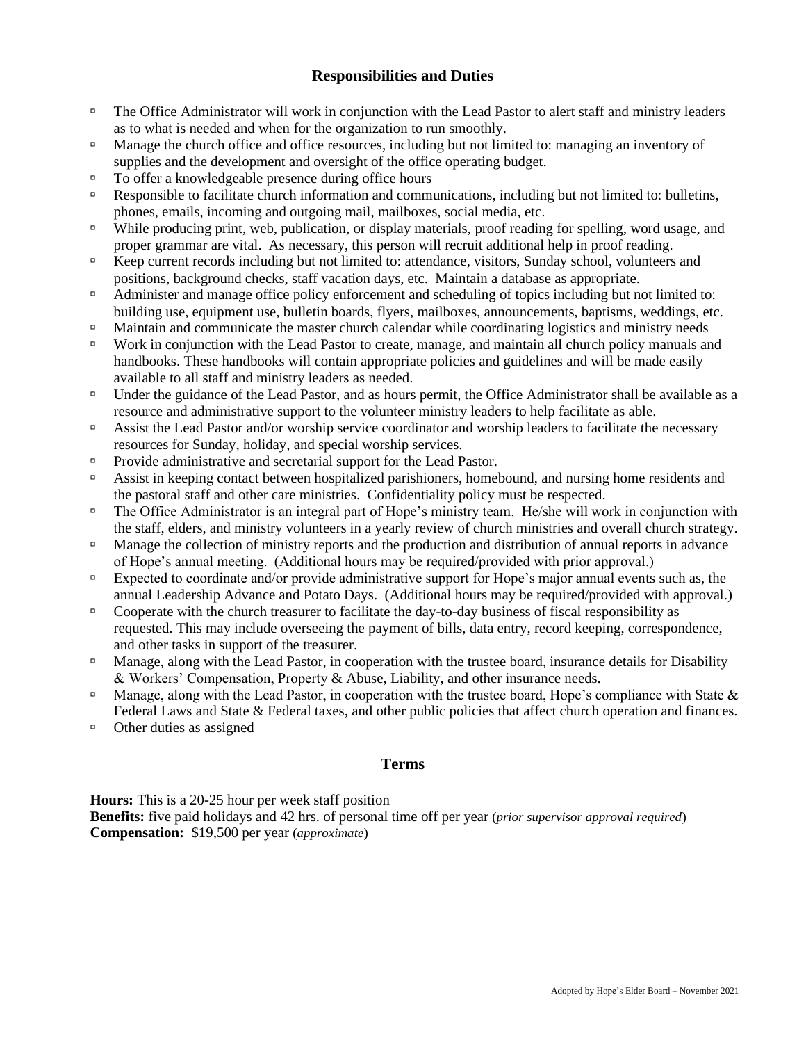## Responsibilities and Duties

- The Office Administrator will work in conjunction with the Lead Pastor to alert staff and ministry leaders as to what is needed and when for the organization to run smoothly.
- Manage the church office and office resources, including but not limited to: managing an inventory of supplies and the development and oversight of the office operating budget.
- To offer a knowledgeable presence during office hours
- Responsible to facilitate church information and communications, including but not limited to: bulletins, phones, emails, incoming and outgoing mail, mailboxes, social media, etc.
- While producing print, web, publication, or display materials, proof reading for spelling, word usage, and proper grammar are vital. As necessary, this person will recruit additional help in proof reading.
- Keep current records including but not limited to: attendance, visitors, Sunday school, volunteers and positions, background checks, staff vacation days, etc. Maintain a database as appropriate.
- Administer and manage office policy enforcement and scheduling of topics including but not limited to: building use, equipment use, bulletin boards, flyers, mailboxes, announcements, baptisms, weddings, etc.
- Maintain and communicate the master church calendar while coordinating logistics and ministry needs
- Work in conjunction with the Lead Pastor to create, manage, and maintain all church policy manuals and handbooks. These handbooks will contain appropriate policies and guidelines and will be made easily available to all staff and ministry leaders as needed.
- Under the guidance of the Lead Pastor, and as hours permit, the Office Administrator shall be available as a resource and administrative support to the volunteer ministry leaders to help facilitate as able.
- Assist the Lead Pastor and/or worship service coordinator and worship leaders to facilitate the necessary resources for Sunday, holiday, and special worship services.
- Provide administrative and secretarial support for the Lead Pastor.
- Assist in keeping contact between hospitalized parishioners, homebound, and nursing home residents and the pastoral staff and other care ministries. Confidentiality policy must be respected.
- The Office Administrator is an integral part of Hope's ministry team. He/she will work in conjunction with the staff, elders, and ministry volunteers in a yearly review of church ministries and overall church strategy.
- Manage the collection of ministry reports and the production and distribution of annual reports in advance of Hope's annual meeting. (Additional hours may be required/provided with prior approval.)
- Expected to coordinate and/or provide administrative support for Hope's major annual events such as, the annual Leadership Advance and Potato Days. (Additional hours may be required/provided with approval.)
- Cooperate with the church treasurer to facilitate the day-to-day business of fiscal responsibility as requested. This may include overseeing the payment of bills, data entry, record keeping, correspondence, and other tasks in support of the treasurer.
- Manage, along with the Lead Pastor, in cooperation with the trustee board, insurance details for Disability & Workers' Compensation, Property & Abuse, Liability, and other insurance needs.
- Manage, along with the Lead Pastor, in cooperation with the trustee board, Hope's compliance with State & Federal Laws and State & Federal taxes, and other public policies that affect church operation and finances.
- Other duties as assigned

## Terms

**Hours:** This is a 20-25 hour per week staff position
**Benefits:** five paid holidays and 42 hrs. of personal time off per year (*prior supervisor approval required*)
**Compensation:** $19,500 per year (*approximate*)

Adopted by Hope's Elder Board – November 2021